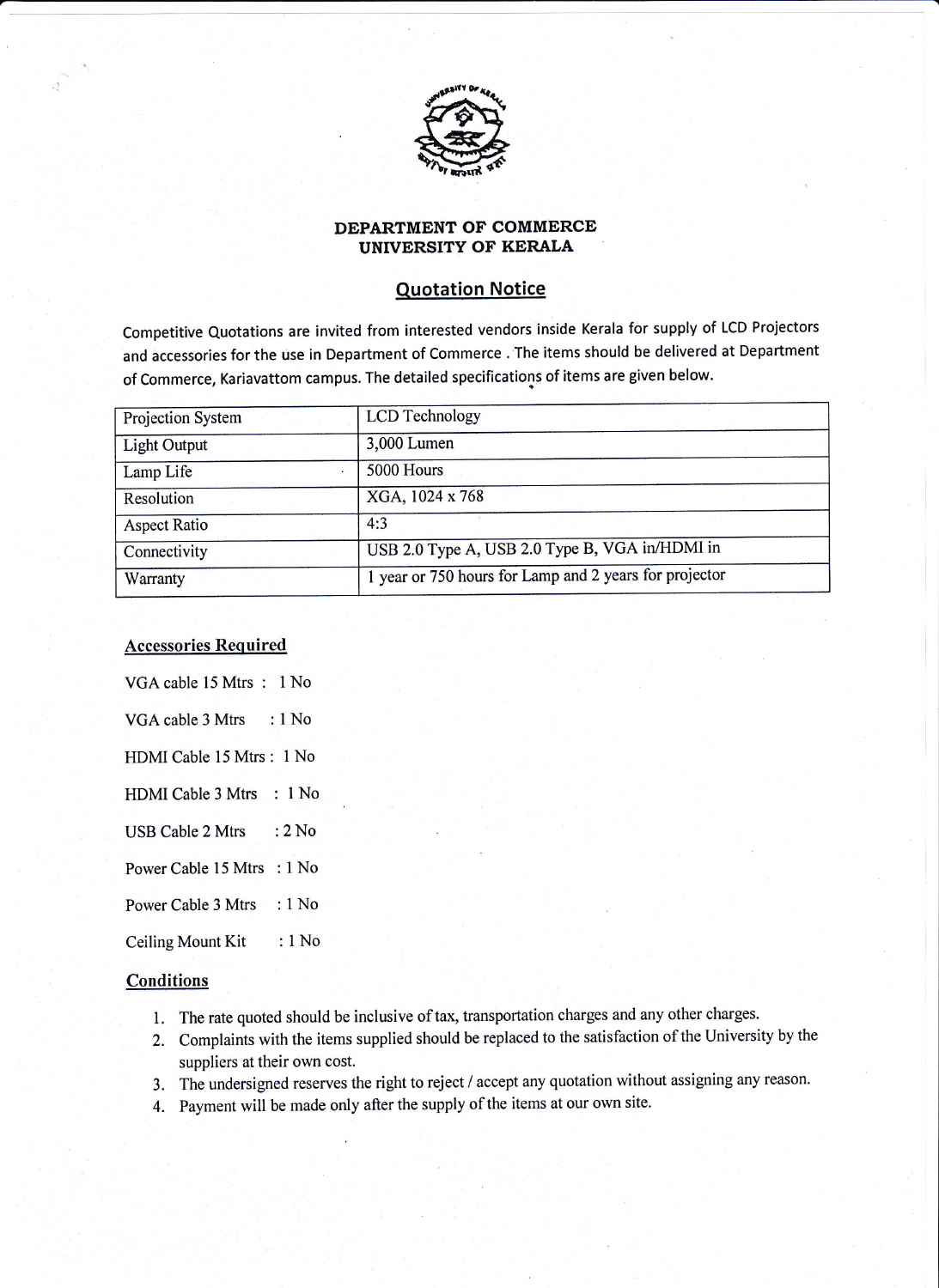**DEPARTMENT OF COMMERCE**
**UNIVERSITY OF KERALA**

## Quotation Notice

Competitive Quotations are invited from interested vendors inside Kerala for supply of LCD Projectors and accessories for the use in Department of Commerce . The items should be delivered at Department of Commerce, Kariavattom campus. The detailed specifications of items are given below.

| | |
|---|---|
| Projection System | LCD Technology |
| Light Output | 3,000 Lumen |
| Lamp Life | 5000 Hours |
| Resolution | XGA, 1024 x 768 |
| Aspect Ratio | 4:3 |
| Connectivity | USB 2.0 Type A, USB 2.0 Type B, VGA in/HDMI in |
| Warranty | 1 year or 750 hours for Lamp and 2 years for projector |

### Accessories Required

VGA cable 15 Mtrs : 1 No

VGA cable 3 Mtrs : 1 No

HDMI Cable 15 Mtrs : 1 No

HDMI Cable 3 Mtrs : 1 No

USB Cable 2 Mtrs : 2 No

Power Cable 15 Mtrs : 1 No

Power Cable 3 Mtrs : 1 No

Ceiling Mount Kit : 1 No

### Conditions

1. The rate quoted should be inclusive of tax, transportation charges and any other charges.
2. Complaints with the items supplied should be replaced to the satisfaction of the University by the suppliers at their own cost.
3. The undersigned reserves the right to reject / accept any quotation without assigning any reason.
4. Payment will be made only after the supply of the items at our own site.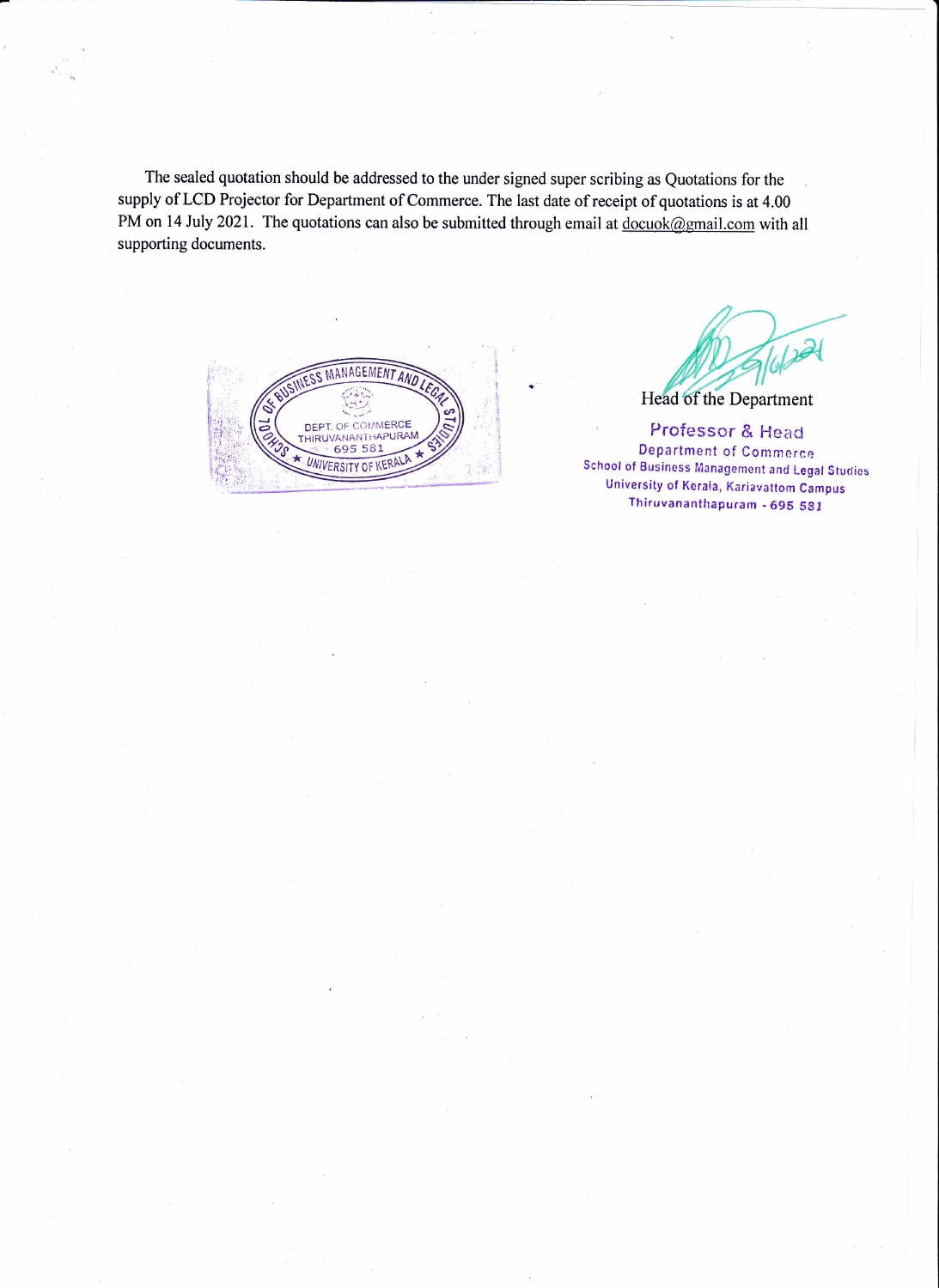The sealed quotation should be addressed to the under signed super scribing as Quotations for the supply of LCD Projector for Department of Commerce. The last date of receipt of quotations is at 4.00 PM on 14 July 2021. The quotations can also be submitted through email at docuok@gmail.com with all supporting documents.

SCHOOL OF BUSINESS MANAGEMENT AND LEGAL STUDIES
DEPT. OF COMMERCE
THIRUVANANTHAPURAM
695 581
★ UNIVERSITY OF KERALA ★

Head of the Department

Professor & Head
Department of Commerce
School of Business Management and Legal Studies
University of Kerala, Kariavattom Campus
Thiruvananthapuram - 695 581